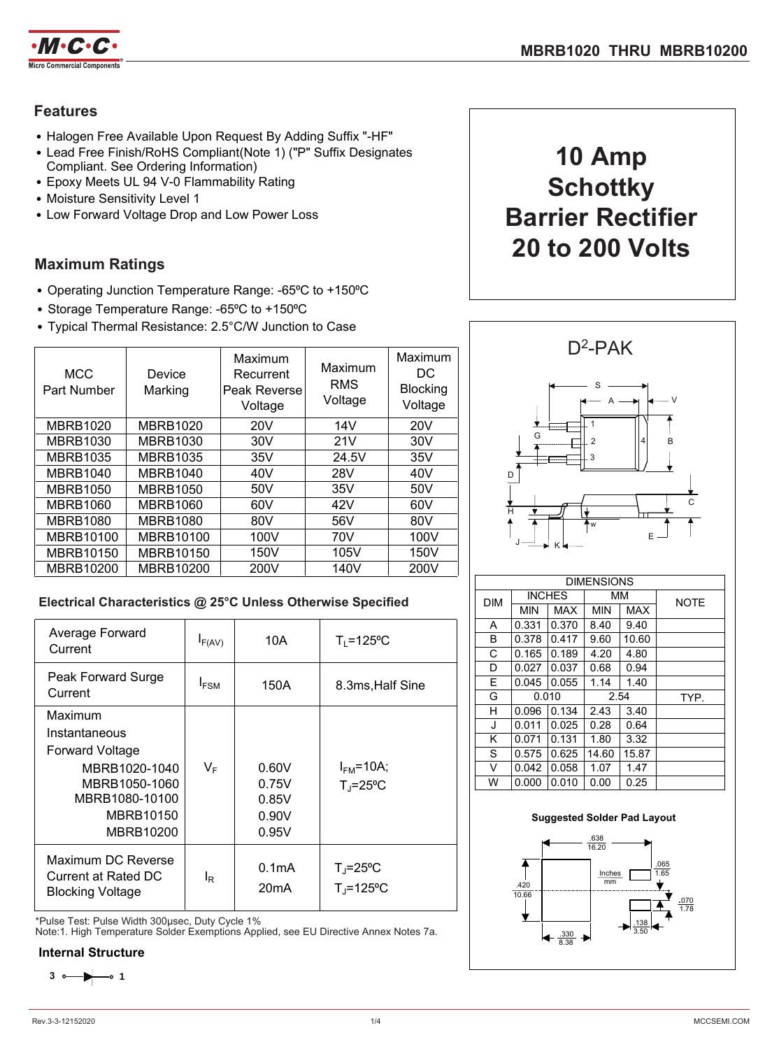# MBRB1020 THRU MBRB10200

## Features

- Halogen Free Available Upon Request By Adding Suffix "-HF"
- Lead Free Finish/RoHS Compliant(Note 1) ("P" Suffix Designates Compliant. See Ordering Information)
- Epoxy Meets UL 94 V-0 Flammability Rating
- Moisture Sensitivity Level 1
- Low Forward Voltage Drop and Low Power Loss

# 10 Amp Schottky Barrier Rectifier 20 to 200 Volts

## Maximum Ratings

- Operating Junction Temperature Range: -65ºC to +150ºC
- Storage Temperature Range: -65ºC to +150ºC
- Typical Thermal Resistance: 2.5°C/W Junction to Case

| MCC Part Number | Device Marking | Maximum Recurrent Peak Reverse Voltage | Maximum RMS Voltage | Maximum DC Blocking Voltage |
|---|---|---|---|---|
| MBRB1020 | MBRB1020 | 20V | 14V | 20V |
| MBRB1030 | MBRB1030 | 30V | 21V | 30V |
| MBRB1035 | MBRB1035 | 35V | 24.5V | 35V |
| MBRB1040 | MBRB1040 | 40V | 28V | 40V |
| MBRB1050 | MBRB1050 | 50V | 35V | 50V |
| MBRB1060 | MBRB1060 | 60V | 42V | 60V |
| MBRB1080 | MBRB1080 | 80V | 56V | 80V |
| MBRB10100 | MBRB10100 | 100V | 70V | 100V |
| MBRB10150 | MBRB10150 | 150V | 105V | 150V |
| MBRB10200 | MBRB10200 | 200V | 140V | 200V |

### Electrical Characteristics @ 25°C Unless Otherwise Specified

| | | | |
|---|---|---|---|
| Average Forward Current | $I_{F(AV)}$ | 10A | $T_L$=125ºC |
| Peak Forward Surge Current | $I_{FSM}$ | 150A | 8.3ms,Half Sine |
| Maximum Instantaneous Forward Voltage<br>MBRB1020-1040<br>MBRB1050-1060<br>MBRB1080-10100<br>MBRB10150<br>MBRB10200 | $V_F$ | 0.60V<br>0.75V<br>0.85V<br>0.90V<br>0.95V | $I_{FM}$=10A;<br>$T_J$=25ºC |
| Maximum DC Reverse Current at Rated DC Blocking Voltage | $I_R$ | 0.1mA<br>20mA | $T_J$=25ºC<br>$T_J$=125ºC |

*Pulse Test: Pulse Width 300μsec, Duty Cycle 1%

Note:1. High Temperature Solder Exemptions Applied, see EU Directive Annex Notes 7a.

### Internal Structure

3 → 1

## D²-PAK

| DIM | INCHES | | MM | | NOTE |
|---|---|---|---|---|---|
| | MIN | MAX | MIN | MAX | |
| A | 0.331 | 0.370 | 8.40 | 9.40 | |
| B | 0.378 | 0.417 | 9.60 | 10.60 | |
| C | 0.165 | 0.189 | 4.20 | 4.80 | |
| D | 0.027 | 0.037 | 0.68 | 0.94 | |
| E | 0.045 | 0.055 | 1.14 | 1.40 | |
| G | 0.010 | | 2.54 | | TYP. |
| H | 0.096 | 0.134 | 2.43 | 3.40 | |
| J | 0.011 | 0.025 | 0.28 | 0.64 | |
| K | 0.071 | 0.131 | 1.80 | 3.32 | |
| S | 0.575 | 0.625 | 14.60 | 15.87 | |
| V | 0.042 | 0.058 | 1.07 | 1.47 | |
| W | 0.000 | 0.010 | 0.00 | 0.25 | |

### Suggested Solder Pad Layout

.638
16.20
.065
1.65
Inches
mm
.420
10.66
.070
1.78
.138
3.50
.330
8.38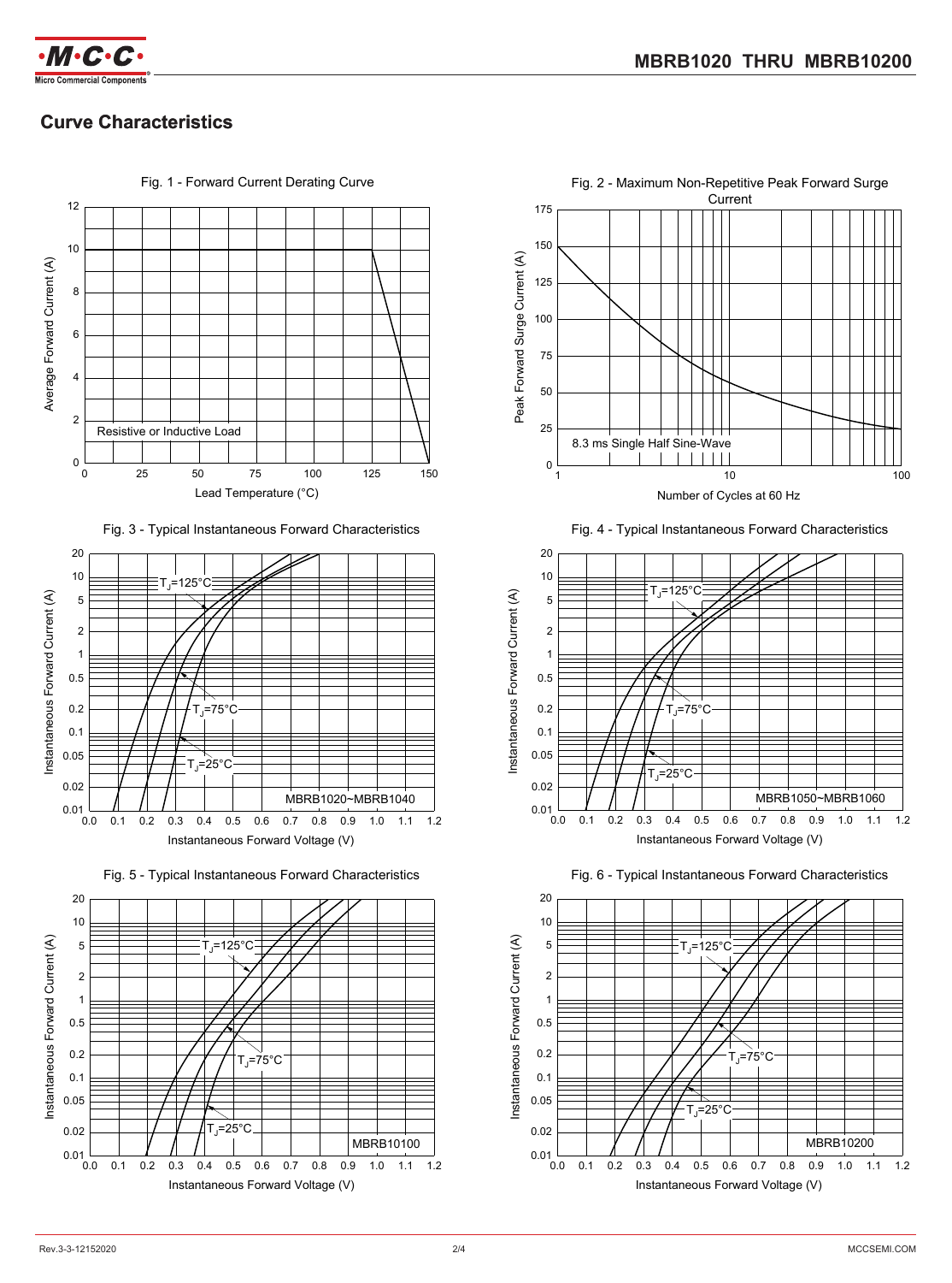## Curve Characteristics

Fig. 1 - Forward Current Derating Curve

Average Forward Current (A)

12
10
8
6
4
2
0

0 25 50 75 100 125 150

Resistive or Inductive Load

Lead Temperature (°C)

Fig. 2 - Maximum Non-Repetitive Peak Forward Surge Current

Peak Forward Surge Current (A)

175
150
125
100
75
50
25
0

1 10 100

8.3 ms Single Half Sine-Wave

Number of Cycles at 60 Hz

Fig. 3 - Typical Instantaneous Forward Characteristics

Instantaneous Forward Current (A)

20
10
5
2
1
0.5
0.2
0.1
0.05
0.02
0.01

$T_J$=125°C

$T_J$=75°C

$T_J$=25°C

MBRB1020~MBRB1040

0.0 0.1 0.2 0.3 0.4 0.5 0.6 0.7 0.8 0.9 1.0 1.1 1.2

Instantaneous Forward Voltage (V)

Fig. 4 - Typical Instantaneous Forward Characteristics

Instantaneous Forward Current (A)

20
10
5
2
1
0.5
0.2
0.1
0.05
0.02
0.01

$T_J$=125°C

$T_J$=75°C

$T_J$=25°C

MBRB1050~MBRB1060

0.0 0.1 0.2 0.3 0.4 0.5 0.6 0.7 0.8 0.9 1.0 1.1 1.2

Instantaneous Forward Voltage (V)

Fig. 5 - Typical Instantaneous Forward Characteristics

Instantaneous Forward Current (A)

20
10
5
2
1
0.5
0.2
0.1
0.05
0.02
0.01

$T_J$=125°C

$T_J$=75°C

$T_J$=25°C

MBRB10100

0.0 0.1 0.2 0.3 0.4 0.5 0.6 0.7 0.8 0.9 1.0 1.1 1.2

Instantaneous Forward Voltage (V)

Fig. 6 - Typical Instantaneous Forward Characteristics

Instantaneous Forward Current (A)

20
10
5
2
1
0.5
0.2
0.1
0.05
0.02
0.01

$T_J$=125°C

$T_J$=75°C

$T_J$=25°C

MBRB10200

0.0 0.1 0.2 0.3 0.4 0.5 0.6 0.7 0.8 0.9 1.0 1.1 1.2

Instantaneous Forward Voltage (V)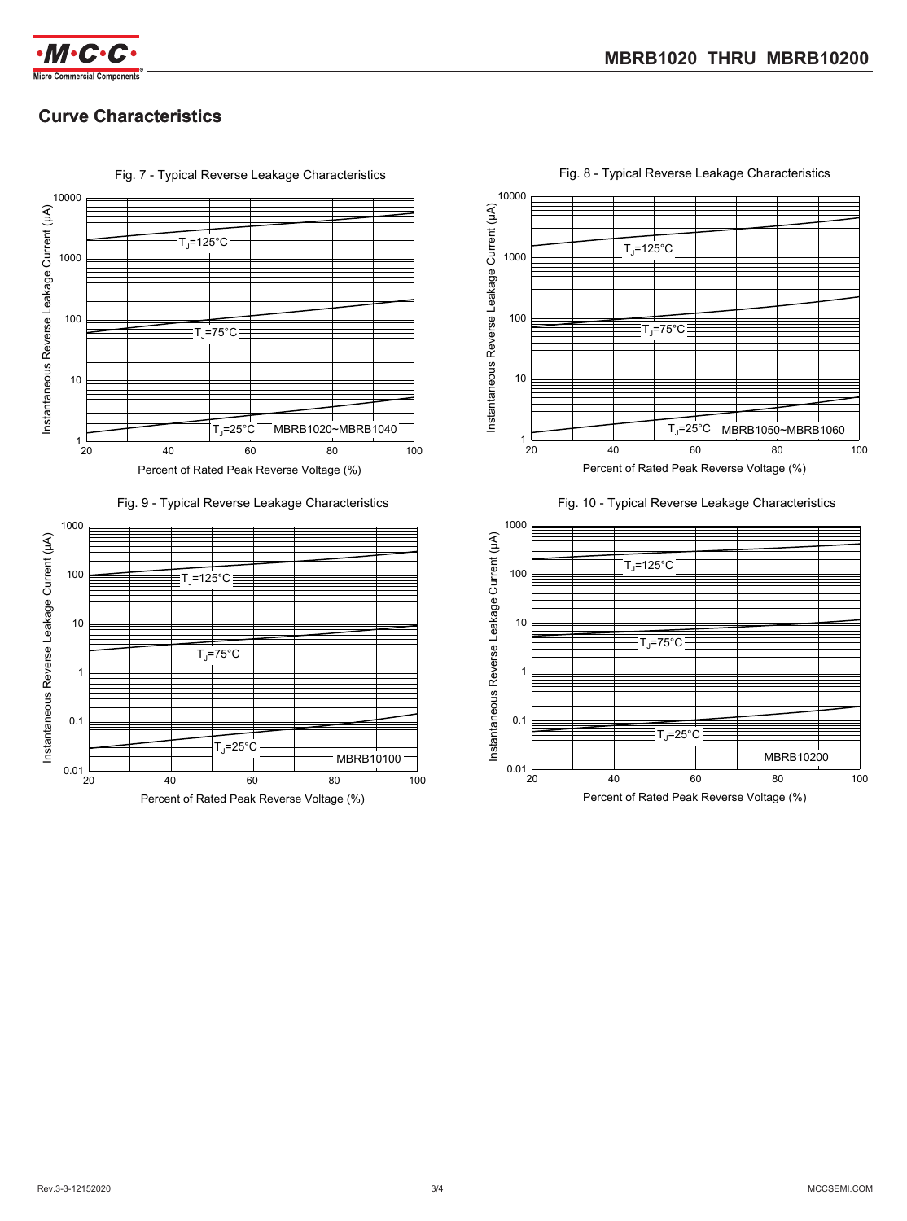## Curve Characteristics

Fig. 7 - Typical Reverse Leakage Characteristics

Instantaneous Reverse Leakage Current (μA)

10000
1000
100
10
1

$T_J$=125°C
$T_J$=75°C
$T_J$=25°C
MBRB1020~MBRB1040

20 40 60 80 100

Percent of Rated Peak Reverse Voltage (%)

Fig. 8 - Typical Reverse Leakage Characteristics

Instantaneous Reverse Leakage Current (μA)

10000
1000
100
10
1

$T_J$=125°C
$T_J$=75°C
$T_J$=25°C
MBRB1050~MBRB1060

20 40 60 80 100

Percent of Rated Peak Reverse Voltage (%)

Fig. 9 - Typical Reverse Leakage Characteristics

Instantaneous Reverse Leakage Current (μA)

1000
100
10
1
0.1
0.01

$T_J$=125°C
$T_J$=75°C
$T_J$=25°C
MBRB10100

20 40 60 80 100

Percent of Rated Peak Reverse Voltage (%)

Fig. 10 - Typical Reverse Leakage Characteristics

Instantaneous Reverse Leakage Current (μA)

1000
100
10
1
0.1
0.01

$T_J$=125°C
$T_J$=75°C
$T_J$=25°C
MBRB10200

20 40 60 80 100

Percent of Rated Peak Reverse Voltage (%)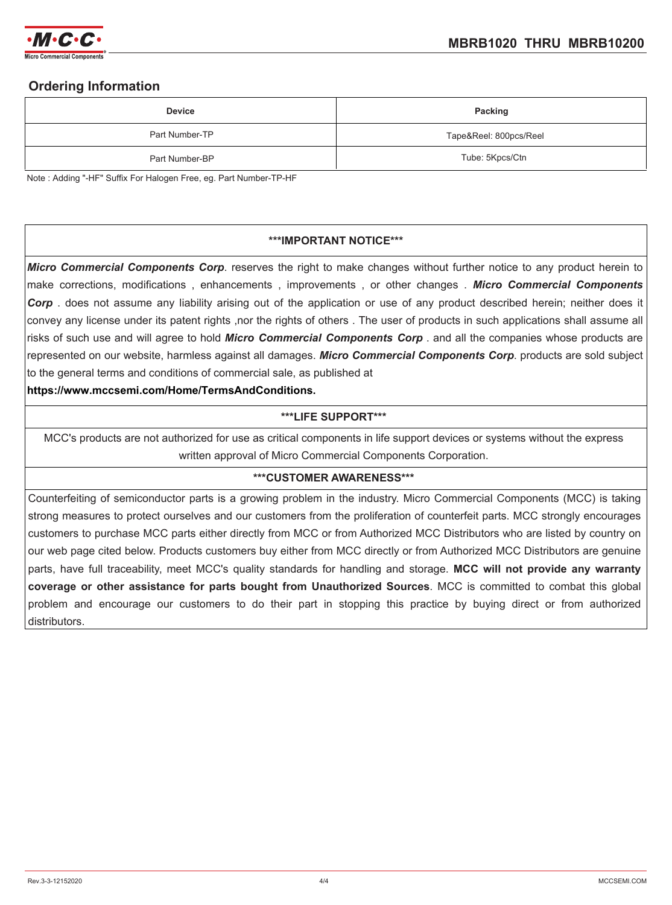## Ordering Information

| Device | Packing |
|---|---|
| Part Number-TP | Tape&Reel: 800pcs/Reel |
| Part Number-BP | Tube: 5Kpcs/Ctn |

Note : Adding "-HF" Suffix For Halogen Free, eg. Part Number-TP-HF

**\*\*\*IMPORTANT NOTICE\*\*\***

***Micro Commercial Components Corp***. reserves the right to make changes without further notice to any product herein to make corrections, modifications , enhancements , improvements , or other changes . ***Micro Commercial Components Corp*** . does not assume any liability arising out of the application or use of any product described herein; neither does it convey any license under its patent rights ,nor the rights of others . The user of products in such applications shall assume all risks of such use and will agree to hold ***Micro Commercial Components Corp*** . and all the companies whose products are represented on our website, harmless against all damages. ***Micro Commercial Components Corp***. products are sold subject to the general terms and conditions of commercial sale, as published at **https://www.mccsemi.com/Home/TermsAndConditions.**

**\*\*\*LIFE SUPPORT\*\*\***

MCC's products are not authorized for use as critical components in life support devices or systems without the express written approval of Micro Commercial Components Corporation.

**\*\*\*CUSTOMER AWARENESS\*\*\***

Counterfeiting of semiconductor parts is a growing problem in the industry. Micro Commercial Components (MCC) is taking strong measures to protect ourselves and our customers from the proliferation of counterfeit parts. MCC strongly encourages customers to purchase MCC parts either directly from MCC or from Authorized MCC Distributors who are listed by country on our web page cited below. Products customers buy either from MCC directly or from Authorized MCC Distributors are genuine parts, have full traceability, meet MCC's quality standards for handling and storage. **MCC will not provide any warranty coverage or other assistance for parts bought from Unauthorized Sources**. MCC is committed to combat this global problem and encourage our customers to do their part in stopping this practice by buying direct or from authorized distributors.